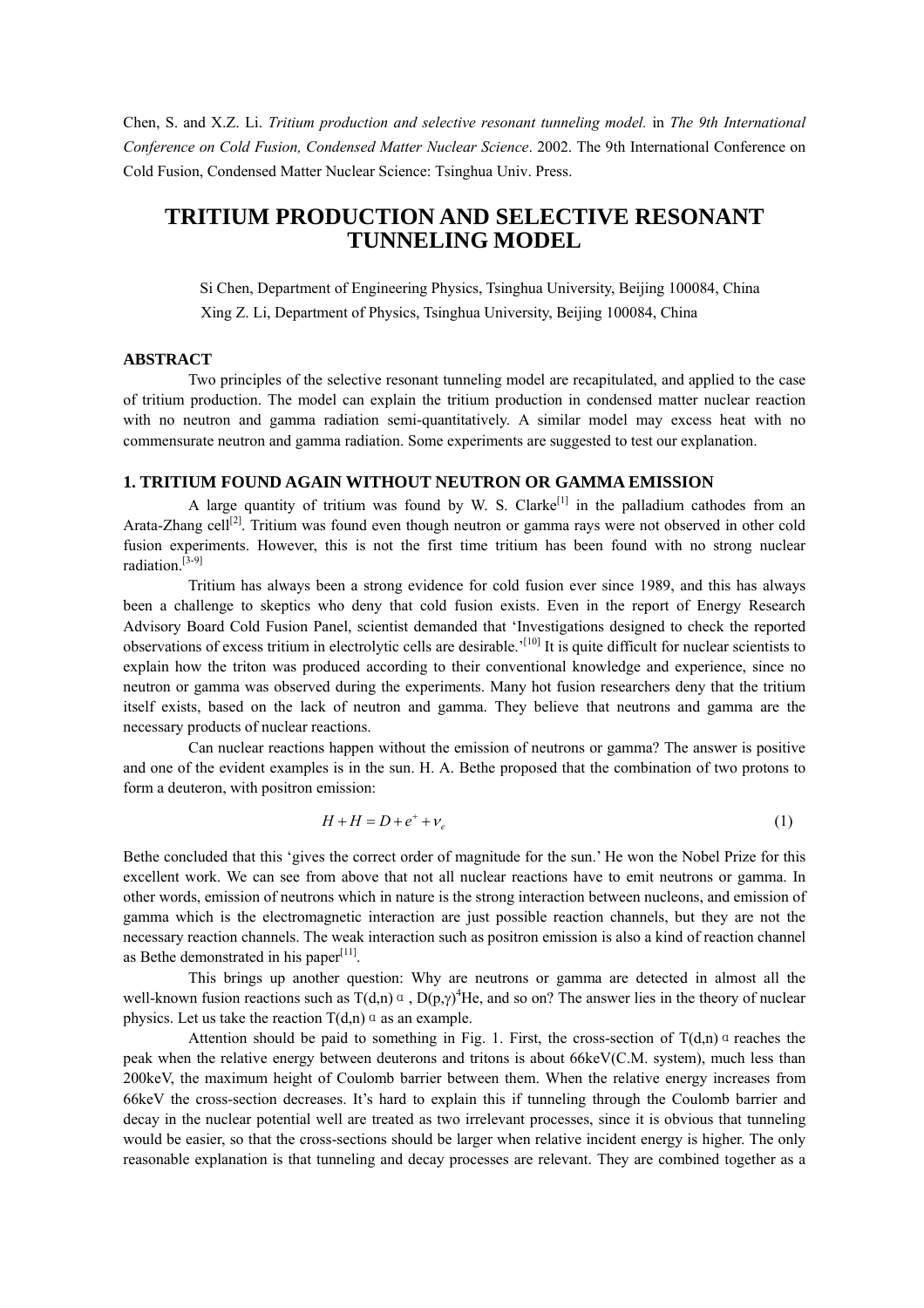Chen, S. and X.Z. Li. *Tritium production and selective resonant tunneling model.* in *The 9th International Conference on Cold Fusion, Condensed Matter Nuclear Science*. 2002. The 9th International Conference on Cold Fusion, Condensed Matter Nuclear Science: Tsinghua Univ. Press.

# TRITIUM PRODUCTION AND SELECTIVE RESONANT TUNNELING MODEL

Si Chen, Department of Engineering Physics, Tsinghua University, Beijing 100084, China
Xing Z. Li, Department of Physics, Tsinghua University, Beijing 100084, China

### ABSTRACT

Two principles of the selective resonant tunneling model are recapitulated, and applied to the case of tritium production. The model can explain the tritium production in condensed matter nuclear reaction with no neutron and gamma radiation semi-quantitatively. A similar model may excess heat with no commensurate neutron and gamma radiation. Some experiments are suggested to test our explanation.

### 1. TRITIUM FOUND AGAIN WITHOUT NEUTRON OR GAMMA EMISSION

A large quantity of tritium was found by W. S. Clarke[1] in the palladium cathodes from an Arata-Zhang cell[2]. Tritium was found even though neutron or gamma rays were not observed in other cold fusion experiments. However, this is not the first time tritium has been found with no strong nuclear radiation.[3-9]

Tritium has always been a strong evidence for cold fusion ever since 1989, and this has always been a challenge to skeptics who deny that cold fusion exists. Even in the report of Energy Research Advisory Board Cold Fusion Panel, scientist demanded that 'Investigations designed to check the reported observations of excess tritium in electrolytic cells are desirable.'[10] It is quite difficult for nuclear scientists to explain how the triton was produced according to their conventional knowledge and experience, since no neutron or gamma was observed during the experiments. Many hot fusion researchers deny that the tritium itself exists, based on the lack of neutron and gamma. They believe that neutrons and gamma are the necessary products of nuclear reactions.

Can nuclear reactions happen without the emission of neutrons or gamma? The answer is positive and one of the evident examples is in the sun. H. A. Bethe proposed that the combination of two protons to form a deuteron, with positron emission:

$$H + H = D + e^{+} + \nu_{e} \tag{1}$$

Bethe concluded that this 'gives the correct order of magnitude for the sun.' He won the Nobel Prize for this excellent work. We can see from above that not all nuclear reactions have to emit neutrons or gamma. In other words, emission of neutrons which in nature is the strong interaction between nucleons, and emission of gamma which is the electromagnetic interaction are just possible reaction channels, but they are not the necessary reaction channels. The weak interaction such as positron emission is also a kind of reaction channel as Bethe demonstrated in his paper[11].

This brings up another question: Why are neutrons or gamma are detected in almost all the well-known fusion reactions such as $T(d,n)\alpha$, $D(p,\gamma)^4He$, and so on? The answer lies in the theory of nuclear physics. Let us take the reaction $T(d,n)\alpha$ as an example.

Attention should be paid to something in Fig. 1. First, the cross-section of $T(d,n)\alpha$ reaches the peak when the relative energy between deuterons and tritons is about 66keV(C.M. system), much less than 200keV, the maximum height of Coulomb barrier between them. When the relative energy increases from 66keV the cross-section decreases. It's hard to explain this if tunneling through the Coulomb barrier and decay in the nuclear potential well are treated as two irrelevant processes, since it is obvious that tunneling would be easier, so that the cross-sections should be larger when relative incident energy is higher. The only reasonable explanation is that tunneling and decay processes are relevant. They are combined together as a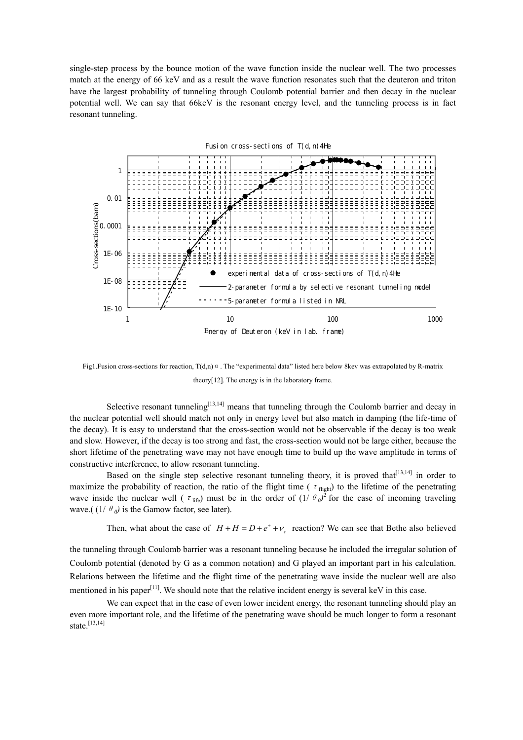single-step process by the bounce motion of the wave function inside the nuclear well. The two processes match at the energy of 66 keV and as a result the wave function resonates such that the deuteron and triton have the largest probability of tunneling through Coulomb potential barrier and then decay in the nuclear potential well. We can say that 66keV is the resonant energy level, and the tunneling process is in fact resonant tunneling.

Fig1.Fusion cross-sections for reaction, T(d,n)α. The "experimental data" listed here below 8kev was extrapolated by R-matrix theory[12]. The energy is in the laboratory frame.

Selective resonant tunneling[13,14] means that tunneling through the Coulomb barrier and decay in the nuclear potential well should match not only in energy level but also match in damping (the life-time of the decay). It is easy to understand that the cross-section would not be observable if the decay is too weak and slow. However, if the decay is too strong and fast, the cross-section would not be large either, because the short lifetime of the penetrating wave may not have enough time to build up the wave amplitude in terms of constructive interference, to allow resonant tunneling.

Based on the single step selective resonant tunneling theory, it is proved that[13,14] in order to maximize the probability of reaction, the ratio of the flight time ($\tau_{\text{flight}}$) to the lifetime of the penetrating wave inside the nuclear well ($\tau_{\text{life}}$) must be in the order of $(1/\theta_0)^2$ for the case of incoming traveling wave.( $(1/\theta_0)$ is the Gamow factor, see later).

Then, what about the case of $H + H = D + e^{+} + \nu_e$ reaction? We can see that Bethe also believed the tunneling through Coulomb barrier was a resonant tunneling because he included the irregular solution of Coulomb potential (denoted by G as a common notation) and G played an important part in his calculation. Relations between the lifetime and the flight time of the penetrating wave inside the nuclear well are also mentioned in his paper[11]. We should note that the relative incident energy is several keV in this case.

We can expect that in the case of even lower incident energy, the resonant tunneling should play an even more important role, and the lifetime of the penetrating wave should be much longer to form a resonant state.[13,14]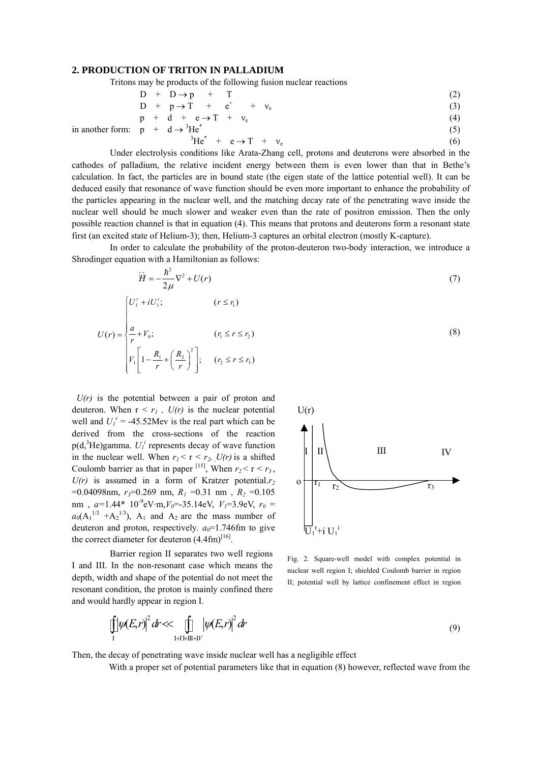## 2. PRODUCTION OF TRITON IN PALLADIUM

Tritons may be products of the following fusion nuclear reactions

$$D + D \rightarrow p + T \tag{2}$$

$$D + p \rightarrow T + e^{+} + \nu_e \tag{3}$$

$$p + d + e \rightarrow T + \nu_e \tag{4}$$

in another form:

$$p + d \rightarrow {}^{3}He^{*} \tag{5}$$

$${}^{3}He^{*} + e \rightarrow T + \nu_e \tag{6}$$

Under electrolysis conditions like Arata-Zhang cell, protons and deuterons were absorbed in the cathodes of palladium, the relative incident energy between them is even lower than that in Bethe's calculation. In fact, the particles are in bound state (the eigen state of the lattice potential well). It can be deduced easily that resonance of wave function should be even more important to enhance the probability of the particles appearing in the nuclear well, and the matching decay rate of the penetrating wave inside the nuclear well should be much slower and weaker even than the rate of positron emission. Then the only possible reaction channel is that in equation (4). This means that protons and deuterons form a resonant state first (an excited state of Helium-3); then, Helium-3 captures an orbital electron (mostly K-capture).

In order to calculate the probability of the proton-deuteron two-body interaction, we introduce a Shrodinger equation with a Hamiltonian as follows:

$$\hat{H} = -\frac{\hbar^2}{2\mu}\nabla^2 + U(r) \tag{7}$$

$$U(r) = \begin{cases} U_1^r + iU_1^i; & (r \le r_1) \\ \dfrac{a}{r} + V_0; & (r_1 \le r \le r_2) \\ V_1\left[1 - \dfrac{R_1}{r} + \left(\dfrac{R_2}{r}\right)^2\right]; & (r_2 \le r \le r_3) \end{cases} \tag{8}$$

$U(r)$ is the potential between a pair of proton and deuteron. When $r < r_1$, $U(r)$ is the nuclear potential well and $U_1^r$ = -45.52Mev is the real part which can be derived from the cross-sections of the reaction p(d,$^3$He)gamma. $U_1^i$ represents decay of wave function in the nuclear well. When $r_1 < r < r_2$, $U(r)$ is a shifted Coulomb barrier as that in paper [15], When $r_2 < r < r_3$, $U(r)$ is assumed in a form of Kratzer potential. $r_2$ =0.04098nm, $r_3$=0.269 nm, $R_1$ =0.31 nm , $R_2$ =0.105 nm , $a$=1.44* $10^{-9}$eV·m, $V_0$=-35.14eV, $V_1$=3.9eV, $r_0 = a_0(A_1^{1/3} + A_2^{1/3})$, $A_1$ and $A_2$ are the mass number of deuteron and proton, respectively. $a_0$=1.746fm to give the correct diameter for deuteron (4.4fm)[16].

Fig. 2. Square-well model with complex potential in nuclear well region I; shielded Coulomb barrier in region II; potential well by lattice confinement effect in region

Barrier region II separates two well regions I and III. In the non-resonant case which means the depth, width and shape of the potential do not meet the resonant condition, the proton is mainly confined there and would hardly appear in region I.

$$\iiint_{I} |\psi(E,r)|^2 \, dr \ll \iiint_{I+II+III+IV} |\psi(E,r)|^2 \, dr \tag{9}$$

Then, the decay of penetrating wave inside nuclear well has a negligible effect

With a proper set of potential parameters like that in equation (8) however, reflected wave from the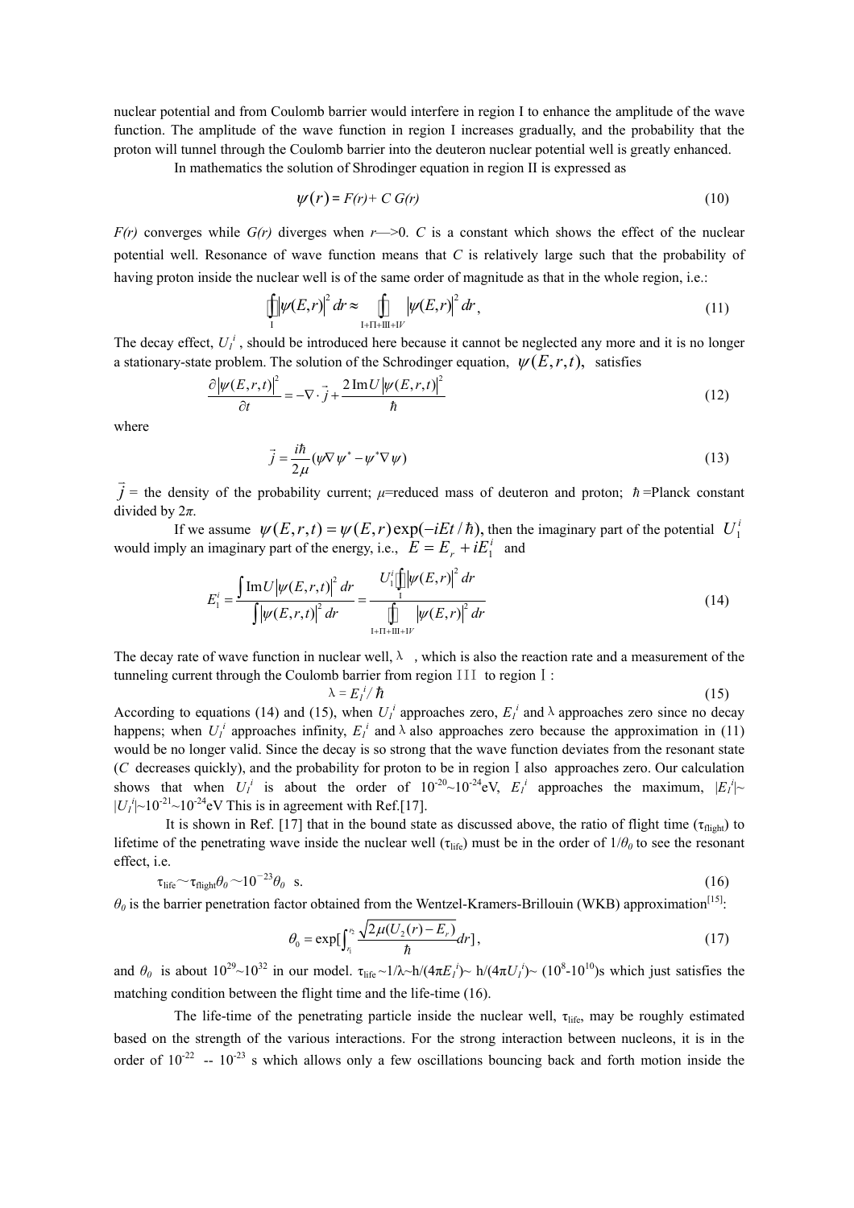nuclear potential and from Coulomb barrier would interfere in region I to enhance the amplitude of the wave function. The amplitude of the wave function in region I increases gradually, and the probability that the proton will tunnel through the Coulomb barrier into the deuteron nuclear potential well is greatly enhanced.

In mathematics the solution of Shrodinger equation in region II is expressed as

$$\psi(r) = F(r) + C\,G(r) \tag{10}$$

*F(r)* converges while *G(r)* diverges when *r*—>0. *C* is a constant which shows the effect of the nuclear potential well. Resonance of wave function means that *C* is relatively large such that the probability of having proton inside the nuclear well is of the same order of magnitude as that in the whole region, i.e.:

$$\iiint_{\mathrm{I}} |\psi(E,r)|^2\, dr \approx \iiint_{\mathrm{I+II+III+IV}} |\psi(E,r)|^2\, dr, \tag{11}$$

The decay effect, $U_1^i$, should be introduced here because it cannot be neglected any more and it is no longer a stationary-state problem. The solution of the Schrodinger equation, $\psi(E,r,t)$, satisfies

$$\frac{\partial |\psi(E,r,t)|^2}{\partial t} = -\nabla\cdot\vec{j} + \frac{2\,\mathrm{Im}U\,|\psi(E,r,t)|^2}{\hbar} \tag{12}$$

where

$$\vec{j} = \frac{i\hbar}{2\mu}(\psi\nabla\psi^* - \psi^*\nabla\psi) \tag{13}$$

$\vec{j}$ = the density of the probability current; $\mu$=reduced mass of deuteron and proton; $\hbar$=Planck constant divided by $2\pi$.

If we assume $\psi(E,r,t) = \psi(E,r)\exp(-iEt/\hbar)$, then the imaginary part of the potential $U_1^i$ would imply an imaginary part of the energy, i.e., $E = E_r + iE_1^i$ and

$$E_1^i = \frac{\int \mathrm{Im}U\,|\psi(E,r,t)|^2\, dr}{\int |\psi(E,r,t)|^2\, dr} = \frac{U_1^i \iiint_{\mathrm{I}} |\psi(E,r)|^2\, dr}{\iiint_{\mathrm{I+II+III+IV}} |\psi(E,r)|^2\, dr} \tag{14}$$

The decay rate of wave function in nuclear well, $\lambda$, which is also the reaction rate and a measurement of the tunneling current through the Coulomb barrier from region III to region I:

$$\lambda = E_1^i/\hbar \tag{15}$$

According to equations (14) and (15), when $U_1^i$ approaches zero, $E_1^i$ and $\lambda$ approaches zero since no decay happens; when $U_1^i$ approaches infinity, $E_1^i$ and $\lambda$ also approaches zero because the approximation in (11) would be no longer valid. Since the decay is so strong that the wave function deviates from the resonant state (*C* decreases quickly), and the probability for proton to be in region I also approaches zero. Our calculation shows that when $U_1^i$ is about the order of $10^{-20}$~$10^{-24}$eV, $E_1^i$ approaches the maximum, $|E_1^i|$~ $|U_1^i|$~$10^{-21}$~$10^{-24}$eV This is in agreement with Ref.[17].

It is shown in Ref. [17] that in the bound state as discussed above, the ratio of flight time ($\tau_{\mathrm{flight}}$) to lifetime of the penetrating wave inside the nuclear well ($\tau_{\mathrm{life}}$) must be in the order of $1/\theta_0$ to see the resonant effect, i.e.

$$\tau_{\mathrm{life}} \sim \tau_{\mathrm{flight}}\theta_0 \sim 10^{-23}\theta_0 \ \text{ s.} \tag{16}$$

$\theta_0$ is the barrier penetration factor obtained from the Wentzel-Kramers-Brillouin (WKB) approximation[15]:

$$\theta_0 = \exp\left[\int_{r_1}^{r_2} \frac{\sqrt{2\mu(U_2(r) - E_r)}}{\hbar} dr\right], \tag{17}$$

and $\theta_0$ is about $10^{29}$~$10^{32}$ in our model. $\tau_{\mathrm{life}}$ ~$1/\lambda$~$h/(4\pi E_1^i)$~ $h/(4\pi U_1^i)$~ ($10^8$-$10^{10}$)s which just satisfies the matching condition between the flight time and the life-time (16).

The life-time of the penetrating particle inside the nuclear well, $\tau_{\mathrm{life}}$, may be roughly estimated based on the strength of the various interactions. For the strong interaction between nucleons, it is in the order of $10^{-22}$ -- $10^{-23}$ s which allows only a few oscillations bouncing back and forth motion inside the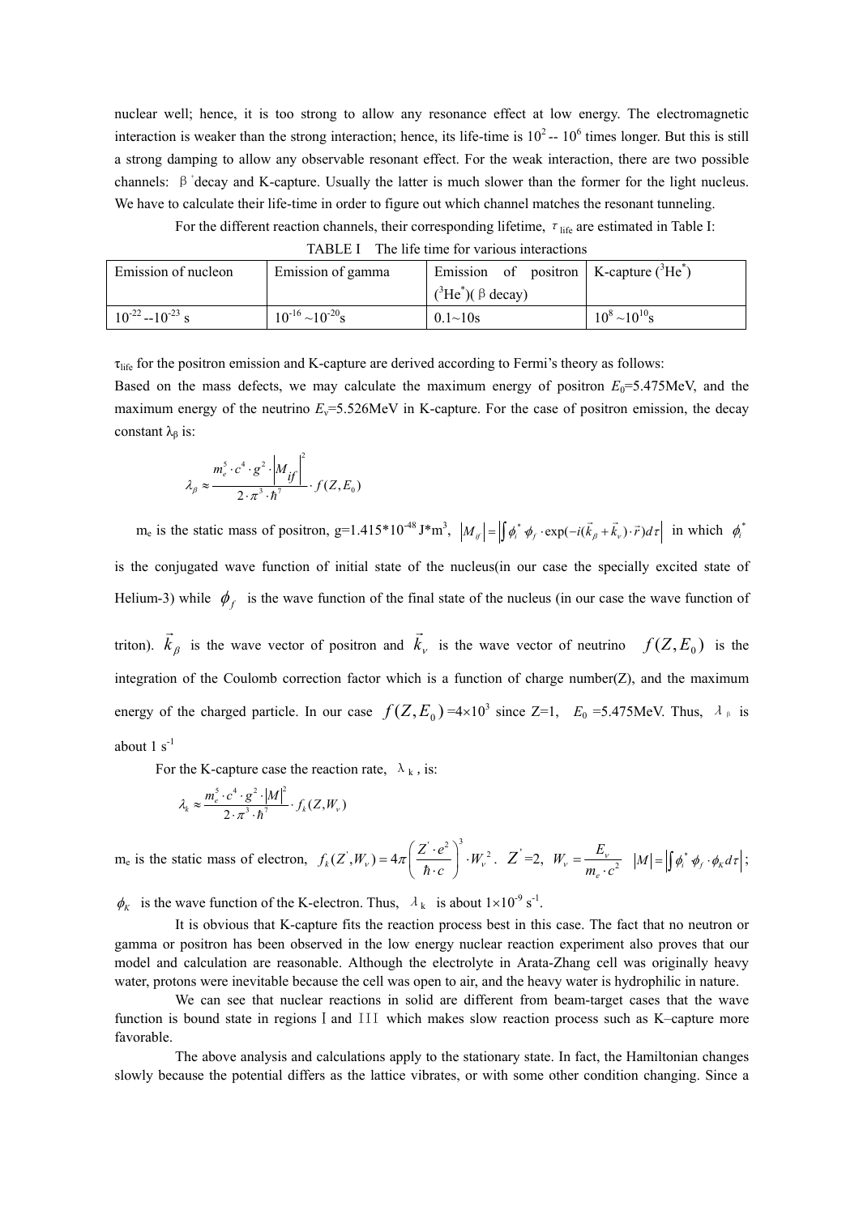nuclear well; hence, it is too strong to allow any resonance effect at low energy. The electromagnetic interaction is weaker than the strong interaction; hence, its life-time is $10^2$ -- $10^6$ times longer. But this is still a strong damping to allow any observable resonant effect. For the weak interaction, there are two possible channels: $\beta^+$decay and K-capture. Usually the latter is much slower than the former for the light nucleus. We have to calculate their life-time in order to figure out which channel matches the resonant tunneling.

For the different reaction channels, their corresponding lifetime, $\tau_{\text{life}}$ are estimated in Table I:

TABLE I The life time for various interactions

| Emission of nucleon | Emission of gamma | Emission of positron ($^3He^*$)($\beta$ decay) | K-capture ($^3He^*$) |
|---|---|---|---|
| $10^{-22}$ --$10^{-23}$ s | $10^{-16}$ ~$10^{-20}$s | 0.1~10s | $10^8$ ~$10^{10}$s |

$\tau_{\text{life}}$ for the positron emission and K-capture are derived according to Fermi's theory as follows:

Based on the mass defects, we may calculate the maximum energy of positron $E_0$=5.475MeV, and the maximum energy of the neutrino $E_\nu$=5.526MeV in K-capture. For the case of positron emission, the decay constant $\lambda_\beta$ is:

$$\lambda_\beta \approx \frac{m_e^5 \cdot c^4 \cdot g^2 \cdot \left|M_{if}\right|^2}{2 \cdot \pi^3 \cdot \hbar^7} \cdot f(Z, E_0)$$

$m_e$ is the static mass of positron, g=1.415*$10^{-48}$ J*m$^3$, $\left|M_{if}\right| = \left|\int \phi_i^* \phi_f \cdot \exp(-i(\vec{k}_\beta + \vec{k}_\nu) \cdot \vec{r}) d\tau\right|$ in which $\phi_i^*$ is the conjugated wave function of initial state of the nucleus(in our case the specially excited state of Helium-3) while $\phi_f$ is the wave function of the final state of the nucleus (in our case the wave function of triton). $\vec{k}_\beta$ is the wave vector of positron and $\vec{k}_\nu$ is the wave vector of neutrino $f(Z, E_0)$ is the integration of the Coulomb correction factor which is a function of charge number(Z), and the maximum energy of the charged particle. In our case $f(Z, E_0)$ =$4\times10^3$ since Z=1, $E_0$ =5.475MeV. Thus, $\lambda_\beta$ is about 1 s$^{-1}$

For the K-capture case the reaction rate, $\lambda_k$, is:

$$\lambda_k \approx \frac{m_e^5 \cdot c^4 \cdot g^2 \cdot |M|^2}{2 \cdot \pi^3 \cdot \hbar^7} \cdot f_k(Z, W_\nu)$$

$m_e$ is the static mass of electron, $f_k(Z', W_\nu) = 4\pi \left(\frac{Z' \cdot e^2}{\hbar \cdot c}\right)^3 \cdot W_\nu^2$. $Z'$=2, $W_\nu = \frac{E_\nu}{m_e \cdot c^2}$ $|M| = \left|\int \phi_i^* \phi_f \cdot \phi_K d\tau\right|$;

$\phi_K$ is the wave function of the K-electron. Thus, $\lambda_k$ is about $1\times10^{-9}$ s$^{-1}$.

It is obvious that K-capture fits the reaction process best in this case. The fact that no neutron or gamma or positron has been observed in the low energy nuclear reaction experiment also proves that our model and calculation are reasonable. Although the electrolyte in Arata-Zhang cell was originally heavy water, protons were inevitable because the cell was open to air, and the heavy water is hydrophilic in nature.

We can see that nuclear reactions in solid are different from beam-target cases that the wave function is bound state in regions Ⅰ and Ⅲ which makes slow reaction process such as K–capture more favorable.

The above analysis and calculations apply to the stationary state. In fact, the Hamiltonian changes slowly because the potential differs as the lattice vibrates, or with some other condition changing. Since a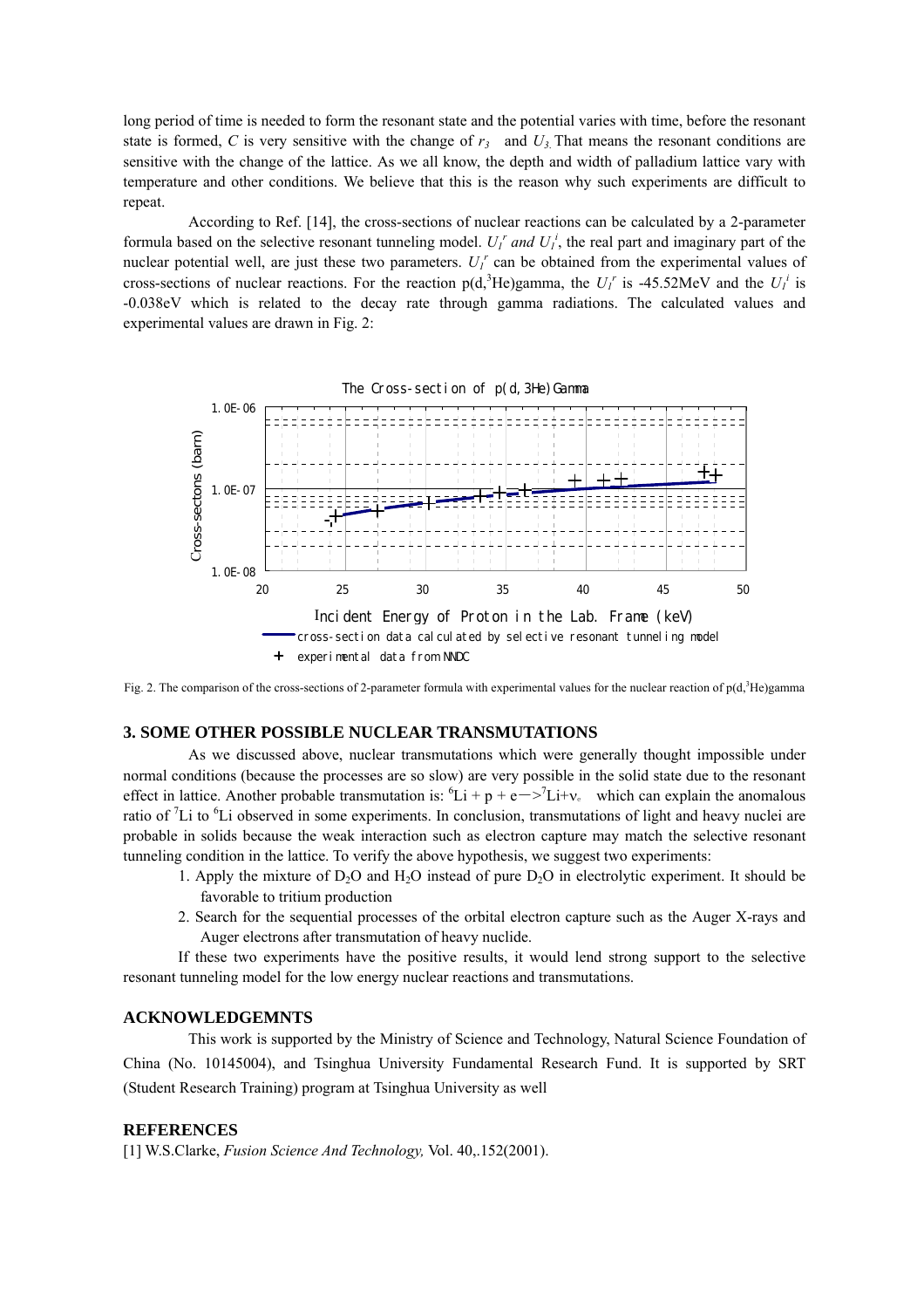long period of time is needed to form the resonant state and the potential varies with time, before the resonant state is formed, *C* is very sensitive with the change of $r_3$ and $U_3$. That means the resonant conditions are sensitive with the change of the lattice. As we all know, the depth and width of palladium lattice vary with temperature and other conditions. We believe that this is the reason why such experiments are difficult to repeat.

According to Ref. [14], the cross-sections of nuclear reactions can be calculated by a 2-parameter formula based on the selective resonant tunneling model. $U_1^r$ *and* $U_1^i$, the real part and imaginary part of the nuclear potential well, are just these two parameters. $U_1^r$ can be obtained from the experimental values of cross-sections of nuclear reactions. For the reaction p(d,$^3$He)gamma, the $U_1^r$ is -45.52MeV and the $U_1^i$ is -0.038eV which is related to the decay rate through gamma radiations. The calculated values and experimental values are drawn in Fig. 2:

Fig. 2. The comparison of the cross-sections of 2-parameter formula with experimental values for the nuclear reaction of p(d,$^3$He)gamma

## 3. SOME OTHER POSSIBLE NUCLEAR TRANSMUTATIONS

As we discussed above, nuclear transmutations which were generally thought impossible under normal conditions (because the processes are so slow) are very possible in the solid state due to the resonant effect in lattice. Another probable transmutation is: $^6Li + p + e \rightarrow {}^7Li + \nu_e$ which can explain the anomalous ratio of $^7$Li to $^6$Li observed in some experiments. In conclusion, transmutations of light and heavy nuclei are probable in solids because the weak interaction such as electron capture may match the selective resonant tunneling condition in the lattice. To verify the above hypothesis, we suggest two experiments:

1. Apply the mixture of $D_2O$ and $H_2O$ instead of pure $D_2O$ in electrolytic experiment. It should be favorable to tritium production
2. Search for the sequential processes of the orbital electron capture such as the Auger X-rays and Auger electrons after transmutation of heavy nuclide.

If these two experiments have the positive results, it would lend strong support to the selective resonant tunneling model for the low energy nuclear reactions and transmutations.

## ACKNOWLEDGEMNTS

This work is supported by the Ministry of Science and Technology, Natural Science Foundation of China (No. 10145004), and Tsinghua University Fundamental Research Fund. It is supported by SRT (Student Research Training) program at Tsinghua University as well

## REFERENCES

[1] W.S.Clarke, *Fusion Science And Technology,* Vol. 40,.152(2001).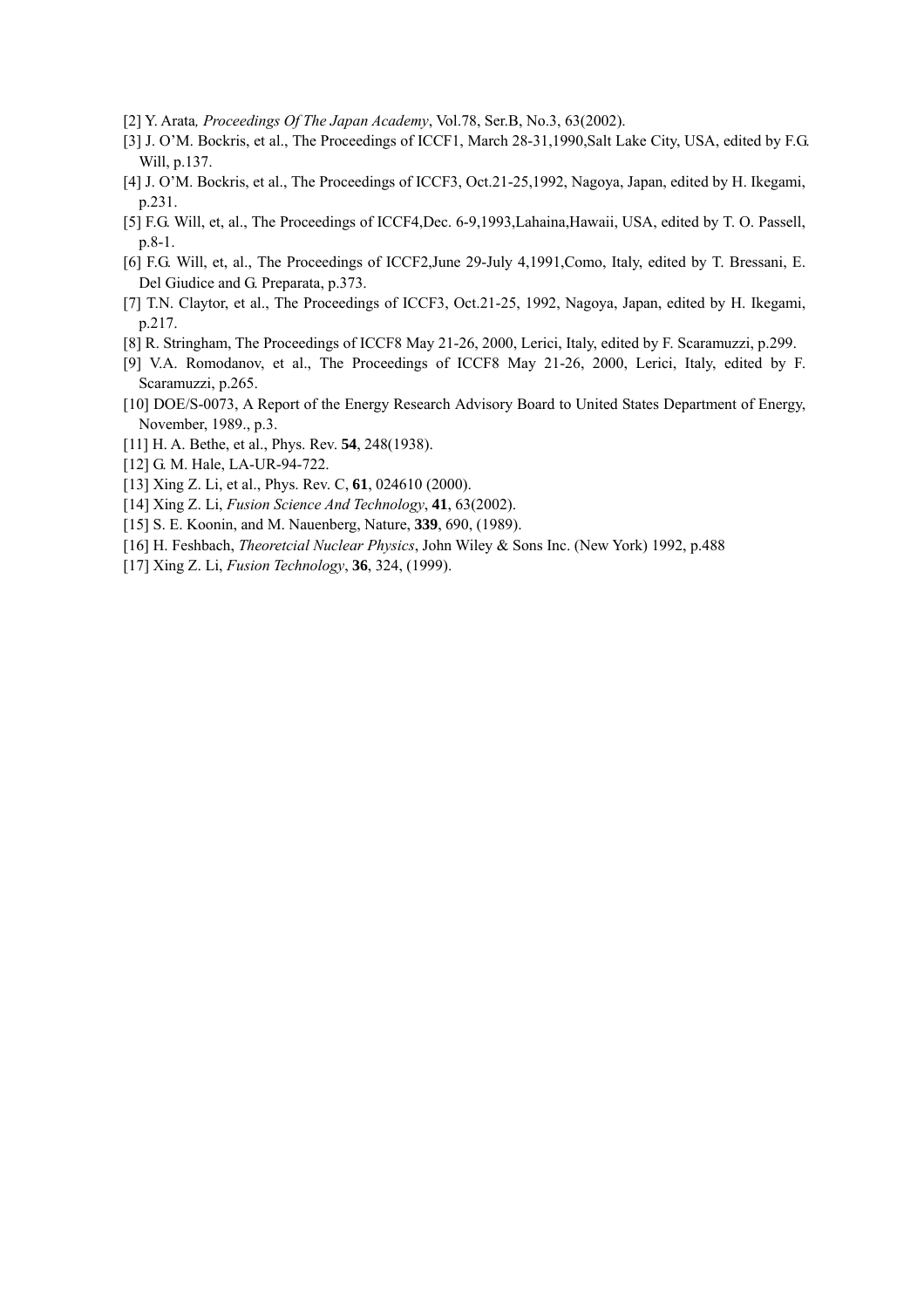[2] Y. Arata*, Proceedings Of The Japan Academy*, Vol.78, Ser.B, No.3, 63(2002).

[3] J. O'M. Bockris, et al., The Proceedings of ICCF1, March 28-31,1990,Salt Lake City, USA, edited by F.G. Will, p.137.

[4] J. O'M. Bockris, et al., The Proceedings of ICCF3, Oct.21-25,1992, Nagoya, Japan, edited by H. Ikegami, p.231.

[5] F.G. Will, et, al., The Proceedings of ICCF4,Dec. 6-9,1993,Lahaina,Hawaii, USA, edited by T. O. Passell, p.8-1.

[6] F.G. Will, et, al., The Proceedings of ICCF2,June 29-July 4,1991,Como, Italy, edited by T. Bressani, E. Del Giudice and G. Preparata, p.373.

[7] T.N. Claytor, et al., The Proceedings of ICCF3, Oct.21-25, 1992, Nagoya, Japan, edited by H. Ikegami, p.217.

[8] R. Stringham, The Proceedings of ICCF8 May 21-26, 2000, Lerici, Italy, edited by F. Scaramuzzi, p.299.

[9] V.A. Romodanov, et al., The Proceedings of ICCF8 May 21-26, 2000, Lerici, Italy, edited by F. Scaramuzzi, p.265.

[10] DOE/S-0073, A Report of the Energy Research Advisory Board to United States Department of Energy, November, 1989., p.3.

[11] H. A. Bethe, et al., Phys. Rev. **54**, 248(1938).

[12] G. M. Hale, LA-UR-94-722.

[13] Xing Z. Li, et al., Phys. Rev. C, **61**, 024610 (2000).

[14] Xing Z. Li, *Fusion Science And Technology*, **41**, 63(2002).

[15] S. E. Koonin, and M. Nauenberg, Nature, **339**, 690, (1989).

[16] H. Feshbach, *Theoretcial Nuclear Physics*, John Wiley & Sons Inc. (New York) 1992, p.488

[17] Xing Z. Li, *Fusion Technology*, **36**, 324, (1999).